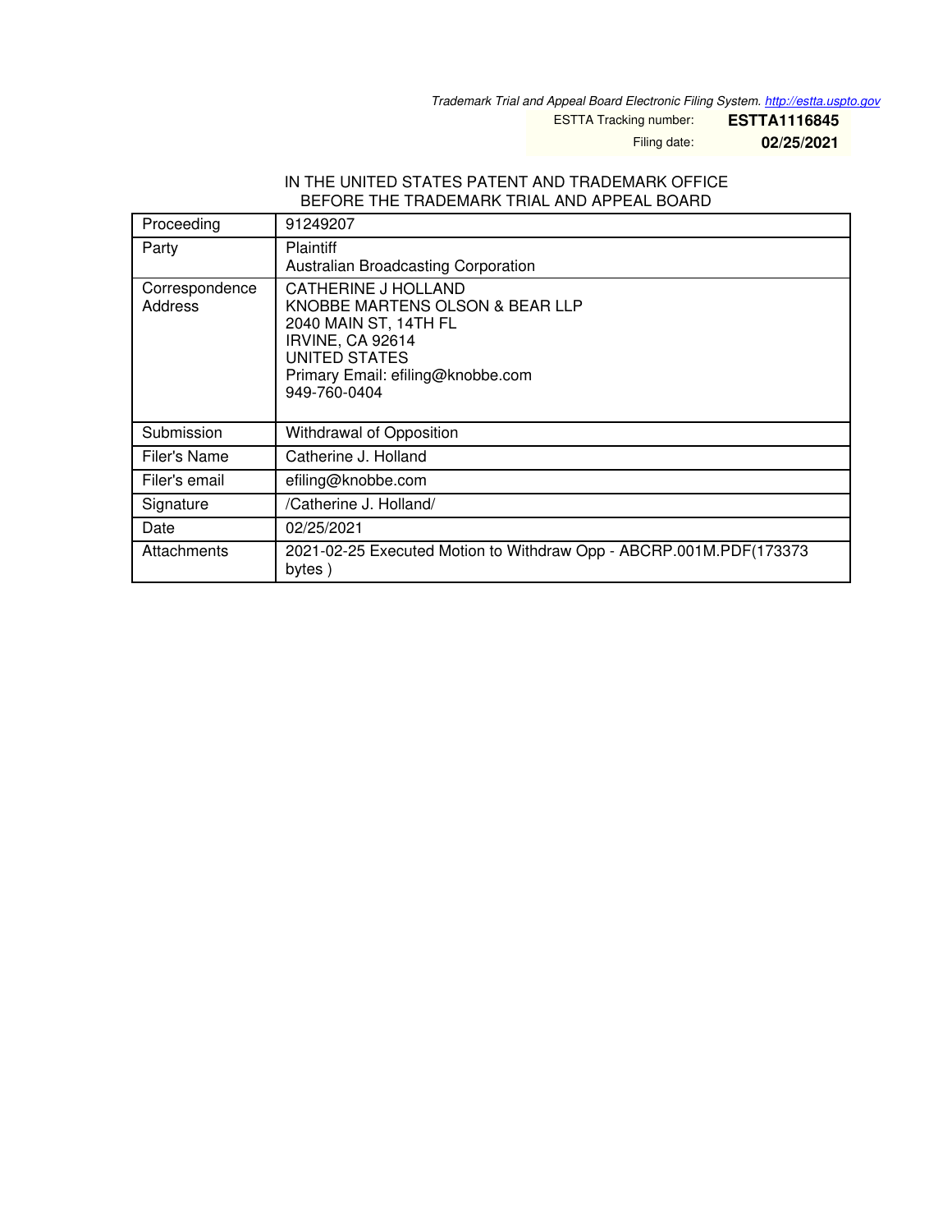*Trademark Trial and Appeal Board Electronic Filing System. http://estta.uspto.gov*

ESTTA Tracking number: **ESTTA1116845**

Filing date: **02/25/2021**

IN THE UNITED STATES PATENT AND TRADEMARK OFFICE
BEFORE THE TRADEMARK TRIAL AND APPEAL BOARD

| | |
|---|---|
| Proceeding | 91249207 |
| Party | Plaintiff<br>Australian Broadcasting Corporation |
| Correspondence Address | CATHERINE J HOLLAND<br>KNOBBE MARTENS OLSON & BEAR LLP<br>2040 MAIN ST, 14TH FL<br>IRVINE, CA 92614<br>UNITED STATES<br>Primary Email: efiling@knobbe.com<br>949-760-0404 |
| Submission | Withdrawal of Opposition |
| Filer's Name | Catherine J. Holland |
| Filer's email | efiling@knobbe.com |
| Signature | /Catherine J. Holland/ |
| Date | 02/25/2021 |
| Attachments | 2021-02-25 Executed Motion to Withdraw Opp - ABCRP.001M.PDF(173373 bytes ) |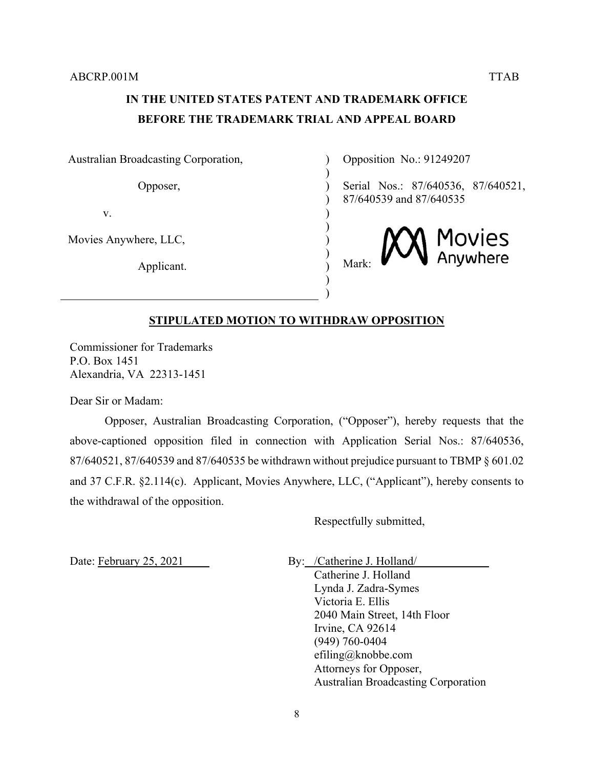ABCRP.001M TTAB

**IN THE UNITED STATES PATENT AND TRADEMARK OFFICE**
**BEFORE THE TRADEMARK TRIAL AND APPEAL BOARD**

| | |
|---|---|
| Australian Broadcasting Corporation, | Opposition No.: 91249207 |
| Opposer, | Serial Nos.: 87/640536, 87/640521, 87/640539 and 87/640535 |
| v. | |
| Movies Anywhere, LLC, | |
| Applicant. | Mark: Movies Anywhere |

## STIPULATED MOTION TO WITHDRAW OPPOSITION

Commissioner for Trademarks
P.O. Box 1451
Alexandria, VA 22313-1451

Dear Sir or Madam:

Opposer, Australian Broadcasting Corporation, ("Opposer"), hereby requests that the above-captioned opposition filed in connection with Application Serial Nos.: 87/640536, 87/640521, 87/640539 and 87/640535 be withdrawn without prejudice pursuant to TBMP § 601.02 and 37 C.F.R. §2.114(c). Applicant, Movies Anywhere, LLC, ("Applicant"), hereby consents to the withdrawal of the opposition.

Respectfully submitted,

Date: February 25, 2021

By: /Catherine J. Holland/
Catherine J. Holland
Lynda J. Zadra-Symes
Victoria E. Ellis
2040 Main Street, 14th Floor
Irvine, CA 92614
(949) 760-0404
efiling@knobbe.com
Attorneys for Opposer,
Australian Broadcasting Corporation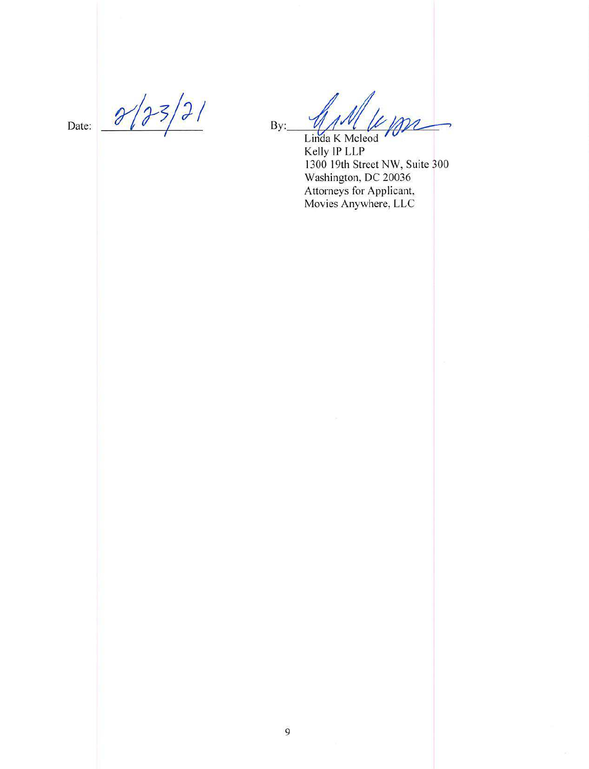Date: 8/23/21

By: _______________
Linda K Mcleod
Kelly IP LLP
1300 19th Street NW, Suite 300
Washington, DC 20036
Attorneys for Applicant,
Movies Anywhere, LLC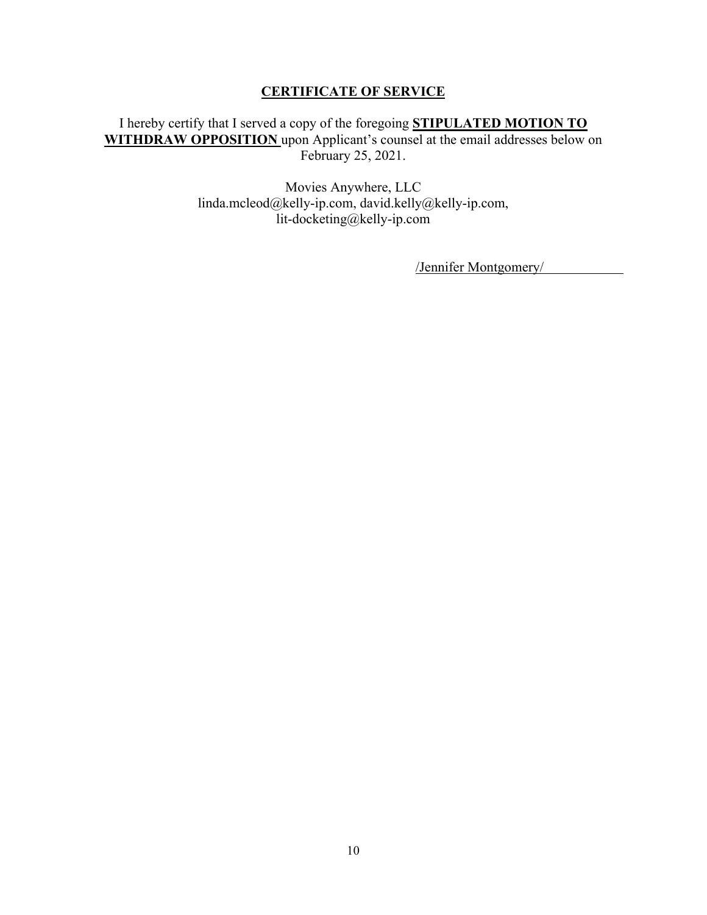## CERTIFICATE OF SERVICE

I hereby certify that I served a copy of the foregoing **STIPULATED MOTION TO WITHDRAW OPPOSITION** upon Applicant's counsel at the email addresses below on February 25, 2021.

Movies Anywhere, LLC
linda.mcleod@kelly-ip.com, david.kelly@kelly-ip.com,
lit-docketing@kelly-ip.com

/Jennifer Montgomery/